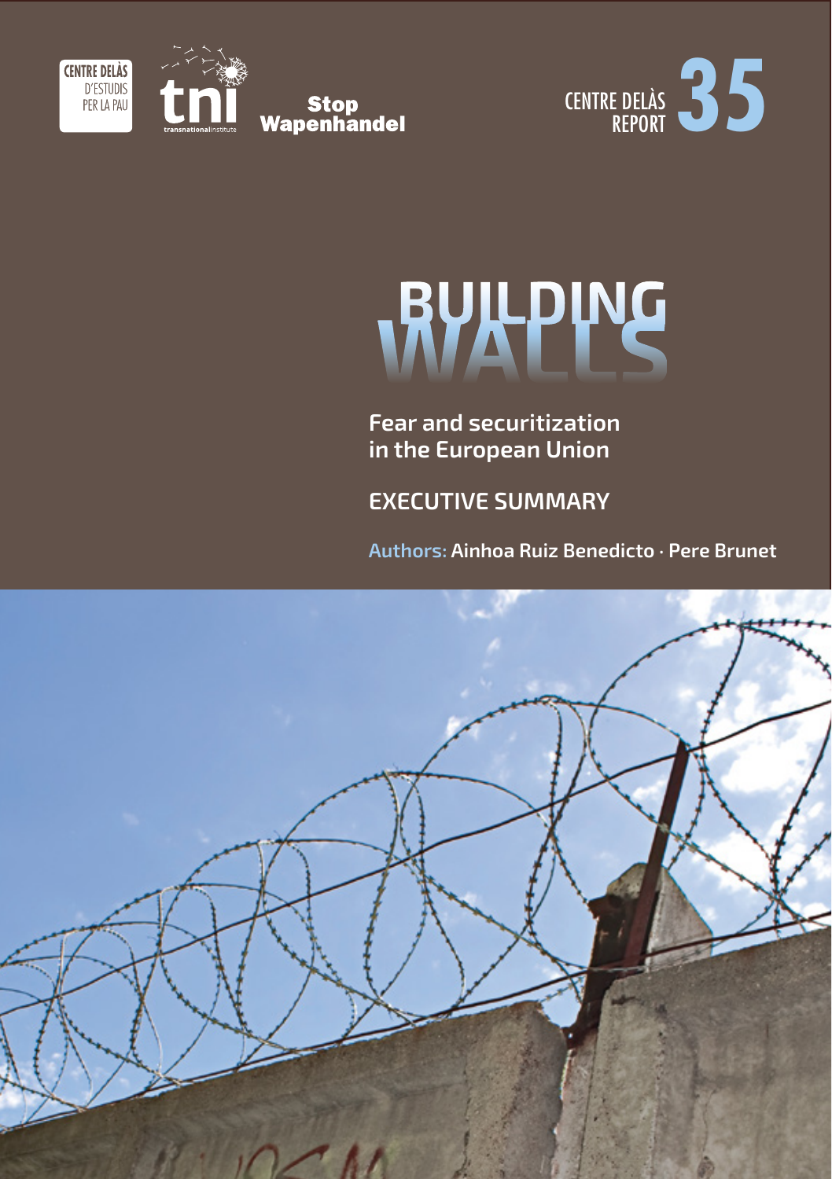CENTRE DELÀS D'ESTUDIS PER LA PAU

tni transnationalinstitute

Stop Wapenhandel

CENTRE DELÀS REPORT 35

# BUILDING WALLS

## Fear and securitization in the European Union

## EXECUTIVE SUMMARY

**Authors:** Ainhoa Ruiz Benedicto · Pere Brunet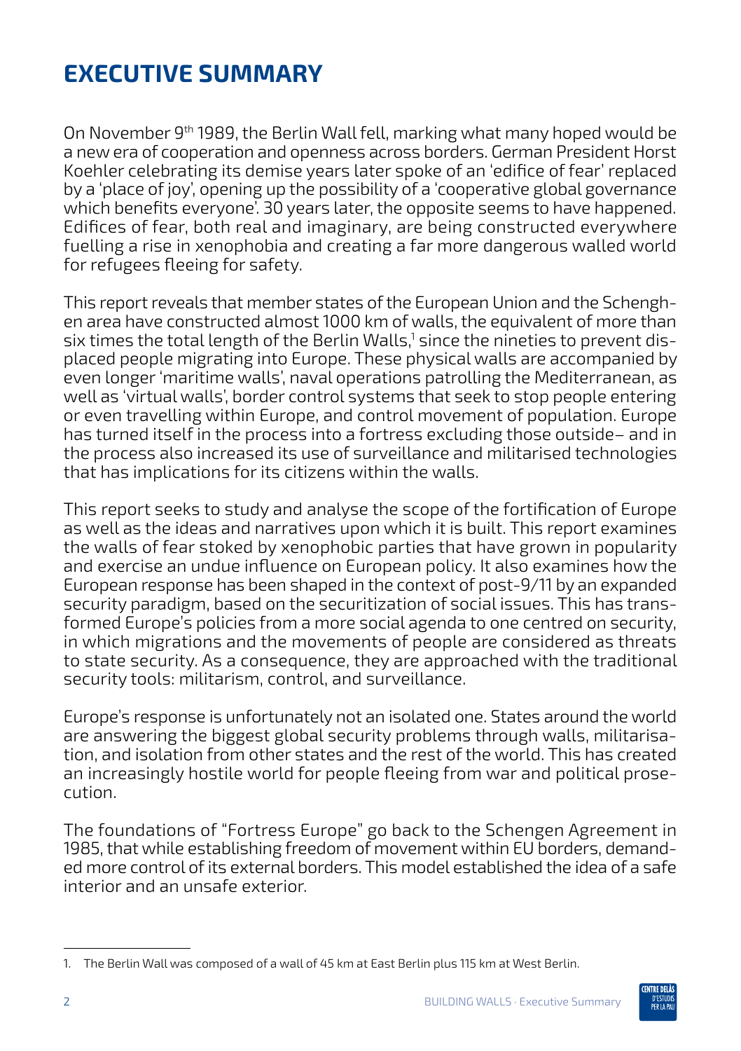# EXECUTIVE SUMMARY

On November 9th 1989, the Berlin Wall fell, marking what many hoped would be a new era of cooperation and openness across borders. German President Horst Koehler celebrating its demise years later spoke of an 'edifice of fear' replaced by a 'place of joy', opening up the possibility of a 'cooperative global governance which benefits everyone'. 30 years later, the opposite seems to have happened. Edifices of fear, both real and imaginary, are being constructed everywhere fuelling a rise in xenophobia and creating a far more dangerous walled world for refugees fleeing for safety.

This report reveals that member states of the European Union and the Schenghen area have constructed almost 1000 km of walls, the equivalent of more than six times the total length of the Berlin Walls,[1] since the nineties to prevent displaced people migrating into Europe. These physical walls are accompanied by even longer 'maritime walls', naval operations patrolling the Mediterranean, as well as 'virtual walls', border control systems that seek to stop people entering or even travelling within Europe, and control movement of population. Europe has turned itself in the process into a fortress excluding those outside– and in the process also increased its use of surveillance and militarised technologies that has implications for its citizens within the walls.

This report seeks to study and analyse the scope of the fortification of Europe as well as the ideas and narratives upon which it is built. This report examines the walls of fear stoked by xenophobic parties that have grown in popularity and exercise an undue influence on European policy. It also examines how the European response has been shaped in the context of post-9/11 by an expanded security paradigm, based on the securitization of social issues. This has transformed Europe's policies from a more social agenda to one centred on security, in which migrations and the movements of people are considered as threats to state security. As a consequence, they are approached with the traditional security tools: militarism, control, and surveillance.

Europe's response is unfortunately not an isolated one. States around the world are answering the biggest global security problems through walls, militarisation, and isolation from other states and the rest of the world. This has created an increasingly hostile world for people fleeing from war and political prosecution.

The foundations of "Fortress Europe" go back to the Schengen Agreement in 1985, that while establishing freedom of movement within EU borders, demanded more control of its external borders. This model established the idea of a safe interior and an unsafe exterior.

1. The Berlin Wall was composed of a wall of 45 km at East Berlin plus 115 km at West Berlin.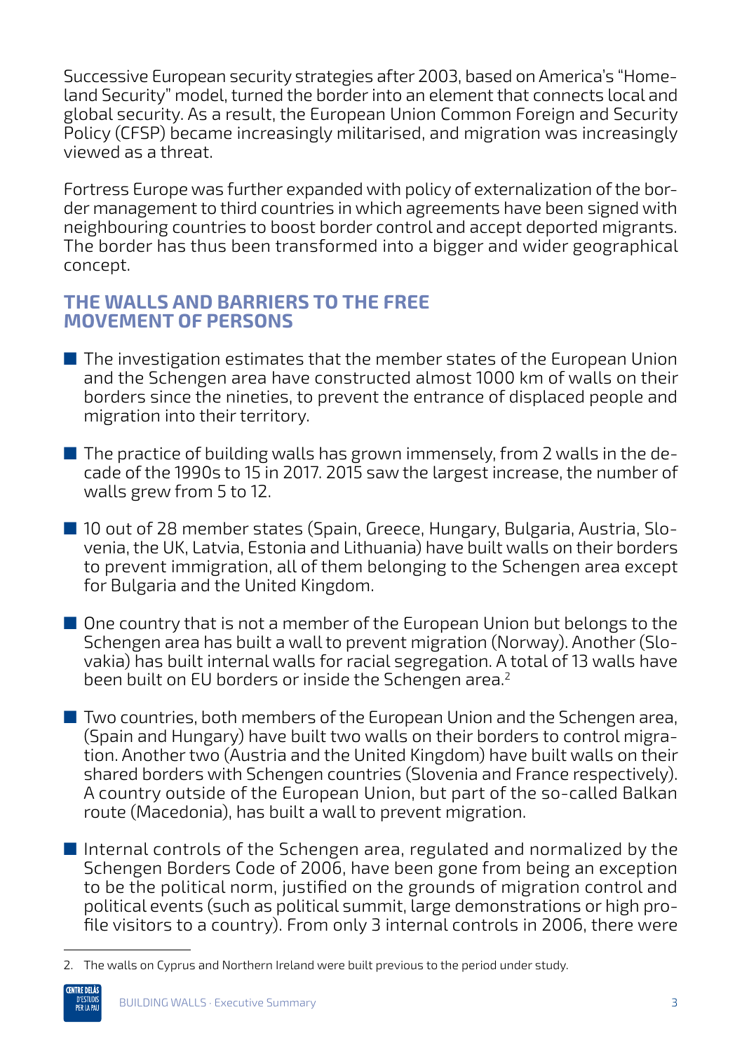Successive European security strategies after 2003, based on America's "Homeland Security" model, turned the border into an element that connects local and global security. As a result, the European Union Common Foreign and Security Policy (CFSP) became increasingly militarised, and migration was increasingly viewed as a threat.

Fortress Europe was further expanded with policy of externalization of the border management to third countries in which agreements have been signed with neighbouring countries to boost border control and accept deported migrants. The border has thus been transformed into a bigger and wider geographical concept.

## THE WALLS AND BARRIERS TO THE FREE MOVEMENT OF PERSONS

- The investigation estimates that the member states of the European Union and the Schengen area have constructed almost 1000 km of walls on their borders since the nineties, to prevent the entrance of displaced people and migration into their territory.
- The practice of building walls has grown immensely, from 2 walls in the decade of the 1990s to 15 in 2017. 2015 saw the largest increase, the number of walls grew from 5 to 12.
- 10 out of 28 member states (Spain, Greece, Hungary, Bulgaria, Austria, Slovenia, the UK, Latvia, Estonia and Lithuania) have built walls on their borders to prevent immigration, all of them belonging to the Schengen area except for Bulgaria and the United Kingdom.
- One country that is not a member of the European Union but belongs to the Schengen area has built a wall to prevent migration (Norway). Another (Slovakia) has built internal walls for racial segregation. A total of 13 walls have been built on EU borders or inside the Schengen area.[2]
- Two countries, both members of the European Union and the Schengen area, (Spain and Hungary) have built two walls on their borders to control migration. Another two (Austria and the United Kingdom) have built walls on their shared borders with Schengen countries (Slovenia and France respectively). A country outside of the European Union, but part of the so-called Balkan route (Macedonia), has built a wall to prevent migration.
- Internal controls of the Schengen area, regulated and normalized by the Schengen Borders Code of 2006, have been gone from being an exception to be the political norm, justified on the grounds of migration control and political events (such as political summit, large demonstrations or high profile visitors to a country). From only 3 internal controls in 2006, there were

2. The walls on Cyprus and Northern Ireland were built previous to the period under study.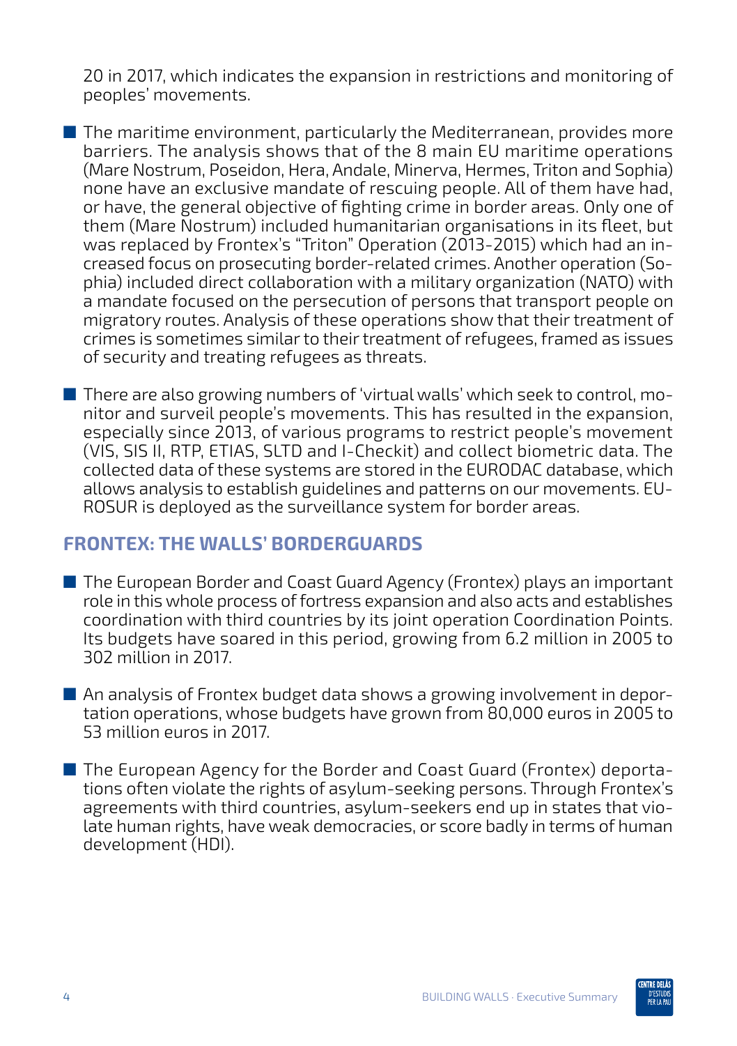20 in 2017, which indicates the expansion in restrictions and monitoring of peoples' movements.

- The maritime environment, particularly the Mediterranean, provides more barriers. The analysis shows that of the 8 main EU maritime operations (Mare Nostrum, Poseidon, Hera, Andale, Minerva, Hermes, Triton and Sophia) none have an exclusive mandate of rescuing people. All of them have had, or have, the general objective of fighting crime in border areas. Only one of them (Mare Nostrum) included humanitarian organisations in its fleet, but was replaced by Frontex's "Triton" Operation (2013-2015) which had an increased focus on prosecuting border-related crimes. Another operation (Sophia) included direct collaboration with a military organization (NATO) with a mandate focused on the persecution of persons that transport people on migratory routes. Analysis of these operations show that their treatment of crimes is sometimes similar to their treatment of refugees, framed as issues of security and treating refugees as threats.

- There are also growing numbers of 'virtual walls' which seek to control, monitor and surveil people's movements. This has resulted in the expansion, especially since 2013, of various programs to restrict people's movement (VIS, SIS II, RTP, ETIAS, SLTD and I-Checkit) and collect biometric data. The collected data of these systems are stored in the EURODAC database, which allows analysis to establish guidelines and patterns on our movements. EUROSUR is deployed as the surveillance system for border areas.

## FRONTEX: THE WALLS' BORDERGUARDS

- The European Border and Coast Guard Agency (Frontex) plays an important role in this whole process of fortress expansion and also acts and establishes coordination with third countries by its joint operation Coordination Points. Its budgets have soared in this period, growing from 6.2 million in 2005 to 302 million in 2017.

- An analysis of Frontex budget data shows a growing involvement in deportation operations, whose budgets have grown from 80,000 euros in 2005 to 53 million euros in 2017.

- The European Agency for the Border and Coast Guard (Frontex) deportations often violate the rights of asylum-seeking persons. Through Frontex's agreements with third countries, asylum-seekers end up in states that violate human rights, have weak democracies, or score badly in terms of human development (HDI).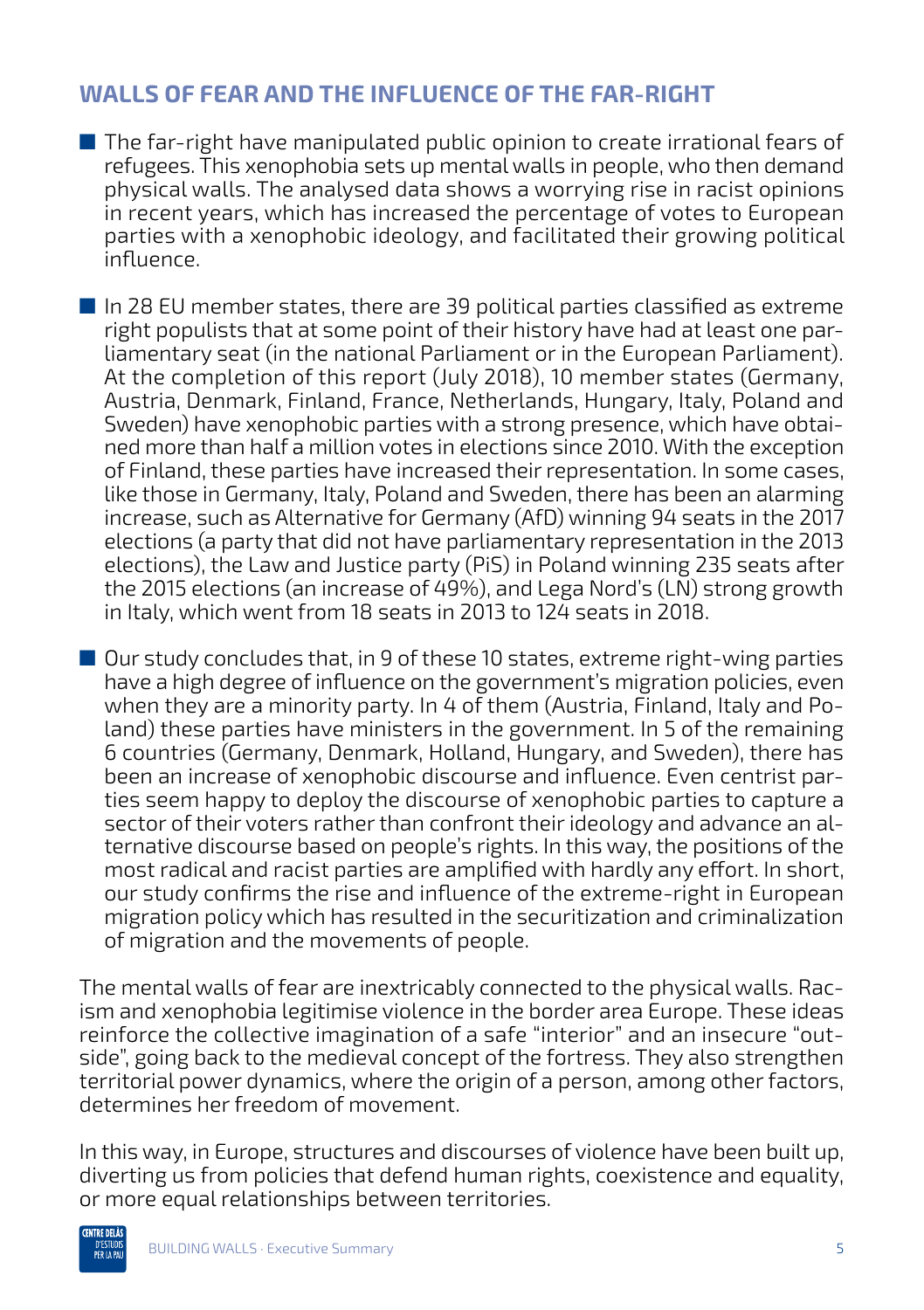## WALLS OF FEAR AND THE INFLUENCE OF THE FAR-RIGHT

- The far-right have manipulated public opinion to create irrational fears of refugees. This xenophobia sets up mental walls in people, who then demand physical walls. The analysed data shows a worrying rise in racist opinions in recent years, which has increased the percentage of votes to European parties with a xenophobic ideology, and facilitated their growing political influence.

- In 28 EU member states, there are 39 political parties classified as extreme right populists that at some point of their history have had at least one parliamentary seat (in the national Parliament or in the European Parliament). At the completion of this report (July 2018), 10 member states (Germany, Austria, Denmark, Finland, France, Netherlands, Hungary, Italy, Poland and Sweden) have xenophobic parties with a strong presence, which have obtained more than half a million votes in elections since 2010. With the exception of Finland, these parties have increased their representation. In some cases, like those in Germany, Italy, Poland and Sweden, there has been an alarming increase, such as Alternative for Germany (AfD) winning 94 seats in the 2017 elections (a party that did not have parliamentary representation in the 2013 elections), the Law and Justice party (PiS) in Poland winning 235 seats after the 2015 elections (an increase of 49%), and Lega Nord's (LN) strong growth in Italy, which went from 18 seats in 2013 to 124 seats in 2018.

- Our study concludes that, in 9 of these 10 states, extreme right-wing parties have a high degree of influence on the government's migration policies, even when they are a minority party. In 4 of them (Austria, Finland, Italy and Poland) these parties have ministers in the government. In 5 of the remaining 6 countries (Germany, Denmark, Holland, Hungary, and Sweden), there has been an increase of xenophobic discourse and influence. Even centrist parties seem happy to deploy the discourse of xenophobic parties to capture a sector of their voters rather than confront their ideology and advance an alternative discourse based on people's rights. In this way, the positions of the most radical and racist parties are amplified with hardly any effort. In short, our study confirms the rise and influence of the extreme-right in European migration policy which has resulted in the securitization and criminalization of migration and the movements of people.

The mental walls of fear are inextricably connected to the physical walls. Racism and xenophobia legitimise violence in the border area Europe. These ideas reinforce the collective imagination of a safe "interior" and an insecure "outside", going back to the medieval concept of the fortress. They also strengthen territorial power dynamics, where the origin of a person, among other factors, determines her freedom of movement.

In this way, in Europe, structures and discourses of violence have been built up, diverting us from policies that defend human rights, coexistence and equality, or more equal relationships between territories.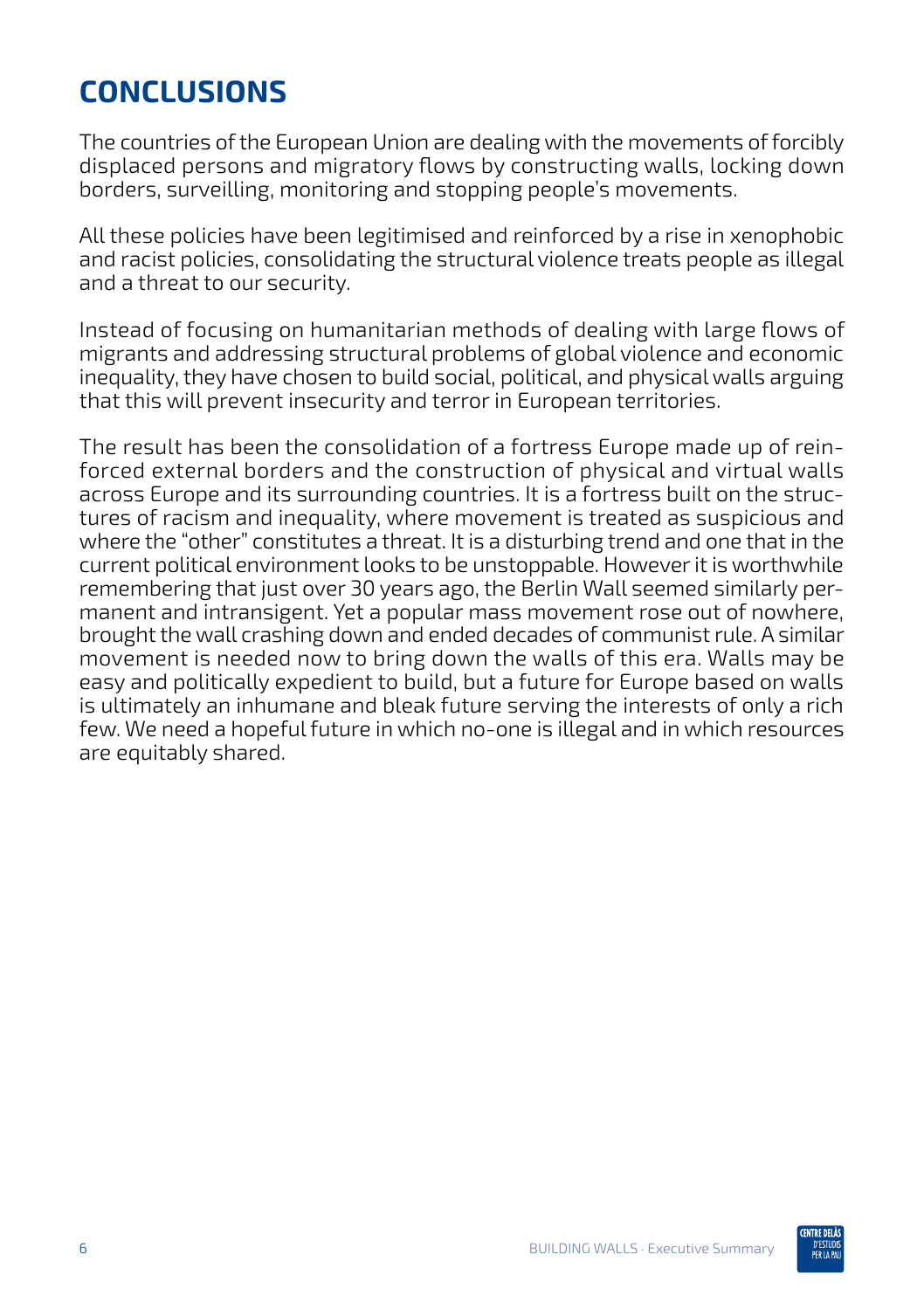# CONCLUSIONS

The countries of the European Union are dealing with the movements of forcibly displaced persons and migratory flows by constructing walls, locking down borders, surveilling, monitoring and stopping people's movements.

All these policies have been legitimised and reinforced by a rise in xenophobic and racist policies, consolidating the structural violence treats people as illegal and a threat to our security.

Instead of focusing on humanitarian methods of dealing with large flows of migrants and addressing structural problems of global violence and economic inequality, they have chosen to build social, political, and physical walls arguing that this will prevent insecurity and terror in European territories.

The result has been the consolidation of a fortress Europe made up of reinforced external borders and the construction of physical and virtual walls across Europe and its surrounding countries. It is a fortress built on the structures of racism and inequality, where movement is treated as suspicious and where the "other" constitutes a threat. It is a disturbing trend and one that in the current political environment looks to be unstoppable. However it is worthwhile remembering that just over 30 years ago, the Berlin Wall seemed similarly permanent and intransigent. Yet a popular mass movement rose out of nowhere, brought the wall crashing down and ended decades of communist rule. A similar movement is needed now to bring down the walls of this era. Walls may be easy and politically expedient to build, but a future for Europe based on walls is ultimately an inhumane and bleak future serving the interests of only a rich few. We need a hopeful future in which no-one is illegal and in which resources are equitably shared.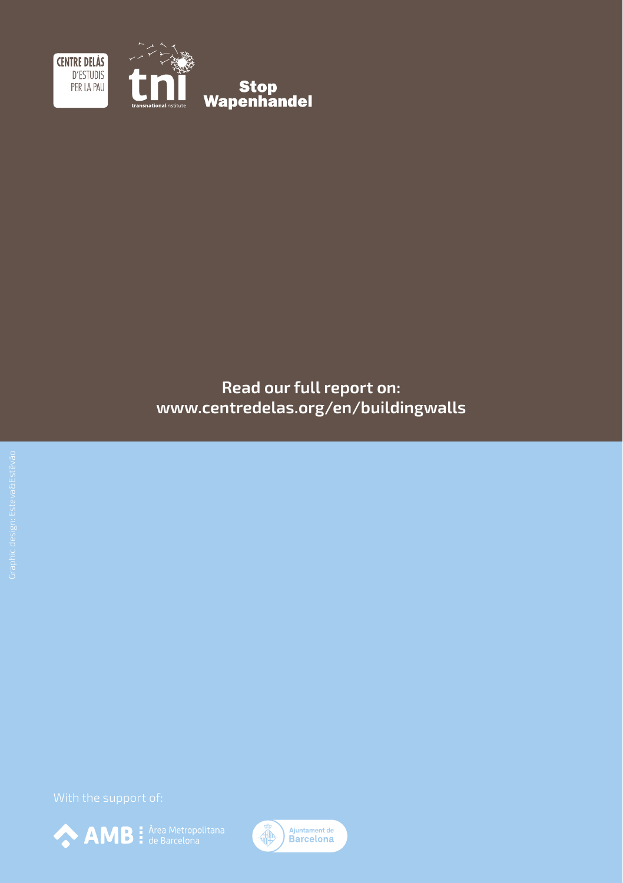CENTRE DELÀS D'ESTUDIS PER LA PAU

tni transnationalinstitute

Stop Wapenhandel

**Read our full report on:**
**www.centredelas.org/en/buildingwalls**

Graphic design: Esteva&Estêvão

With the support of:

AMB Àrea Metropolitana de Barcelona

Ajuntament de Barcelona